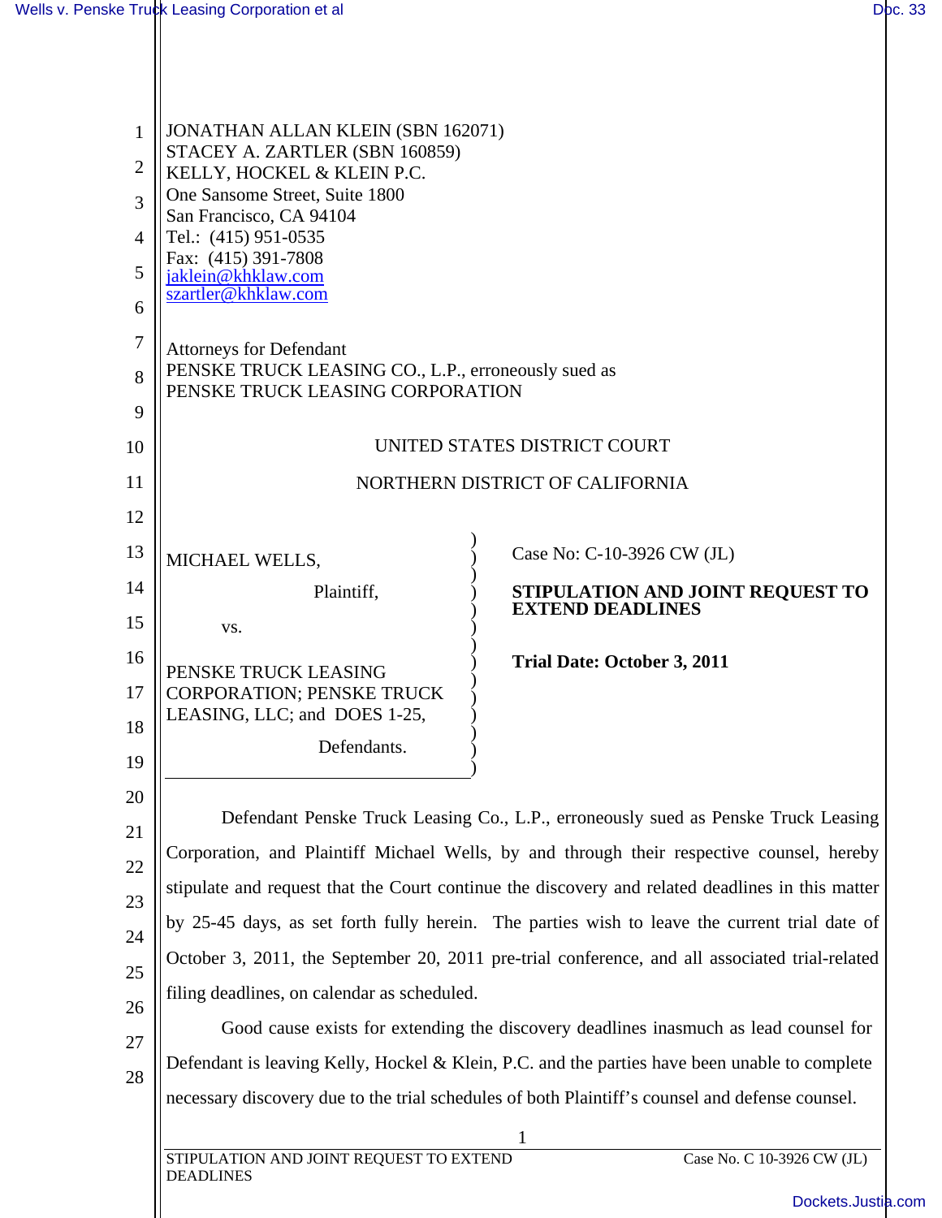JONATHAN ALLAN KLEIN (SBN 162071)
STACEY A. ZARTLER (SBN 160859)
KELLY, HOCKEL & KLEIN P.C.
One Sansome Street, Suite 1800
San Francisco, CA 94104
Tel.: (415) 951-0535
Fax: (415) 391-7808
jaklein@khklaw.com
szartler@khklaw.com

Attorneys for Defendant
PENSKE TRUCK LEASING CO., L.P., erroneously sued as
PENSKE TRUCK LEASING CORPORATION

UNITED STATES DISTRICT COURT

NORTHERN DISTRICT OF CALIFORNIA

| | |
|---|---|
| MICHAEL WELLS,<br><br>Plaintiff,<br><br>vs.<br><br>PENSKE TRUCK LEASING CORPORATION; PENSKE TRUCK LEASING, LLC; and DOES 1-25,<br><br>Defendants. | Case No: C-10-3926 CW (JL)<br><br>**STIPULATION AND JOINT REQUEST TO EXTEND DEADLINES**<br><br>**Trial Date: October 3, 2011** |

Defendant Penske Truck Leasing Co., L.P., erroneously sued as Penske Truck Leasing Corporation, and Plaintiff Michael Wells, by and through their respective counsel, hereby stipulate and request that the Court continue the discovery and related deadlines in this matter by 25-45 days, as set forth fully herein. The parties wish to leave the current trial date of October 3, 2011, the September 20, 2011 pre-trial conference, and all associated trial-related filing deadlines, on calendar as scheduled.

Good cause exists for extending the discovery deadlines inasmuch as lead counsel for Defendant is leaving Kelly, Hockel & Klein, P.C. and the parties have been unable to complete necessary discovery due to the trial schedules of both Plaintiff's counsel and defense counsel.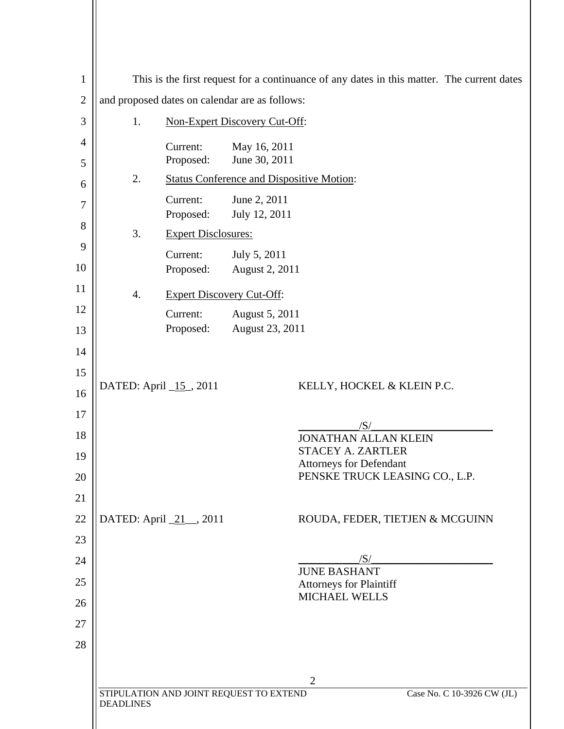This is the first request for a continuance of any dates in this matter. The current dates and proposed dates on calendar are as follows:

1. Non-Expert Discovery Cut-Off:

   Current: May 16, 2011
   Proposed: June 30, 2011

2. Status Conference and Dispositive Motion:

   Current: June 2, 2011
   Proposed: July 12, 2011

3. Expert Disclosures:

   Current: July 5, 2011
   Proposed: August 2, 2011

4. Expert Discovery Cut-Off:

   Current: August 5, 2011
   Proposed: August 23, 2011

DATED: April _15_, 2011

KELLY, HOCKEL & KLEIN P.C.

/S/
JONATHAN ALLAN KLEIN
STACEY A. ZARTLER
Attorneys for Defendant
PENSKE TRUCK LEASING CO., L.P.

DATED: April _21__, 2011

ROUDA, FEDER, TIETJEN & MCGUINN

/S/
JUNE BASHANT
Attorneys for Plaintiff
MICHAEL WELLS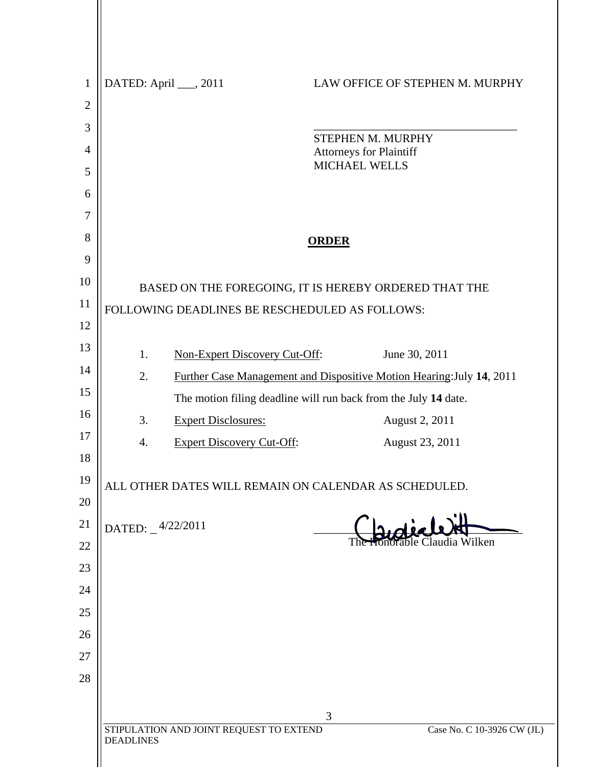DATED: April ___, 2011

LAW OFFICE OF STEPHEN M. MURPHY

___________________________________
STEPHEN M. MURPHY
Attorneys for Plaintiff
MICHAEL WELLS

## ORDER

BASED ON THE FOREGOING, IT IS HEREBY ORDERED THAT THE FOLLOWING DEADLINES BE RESCHEDULED AS FOLLOWS:

1. Non-Expert Discovery Cut-Off: June 30, 2011
2. Further Case Management and Dispositive Motion Hearing: July **14**, 2011
   The motion filing deadline will run back from the July **14** date.
3. Expert Disclosures: August 2, 2011
4. Expert Discovery Cut-Off: August 23, 2011

ALL OTHER DATES WILL REMAIN ON CALENDAR AS SCHEDULED.

DATED: 4/22/2011

___________________________________
The Honorable Claudia Wilken

STIPULATION AND JOINT REQUEST TO EXTEND DEADLINES — Case No. C 10-3926 CW (JL)